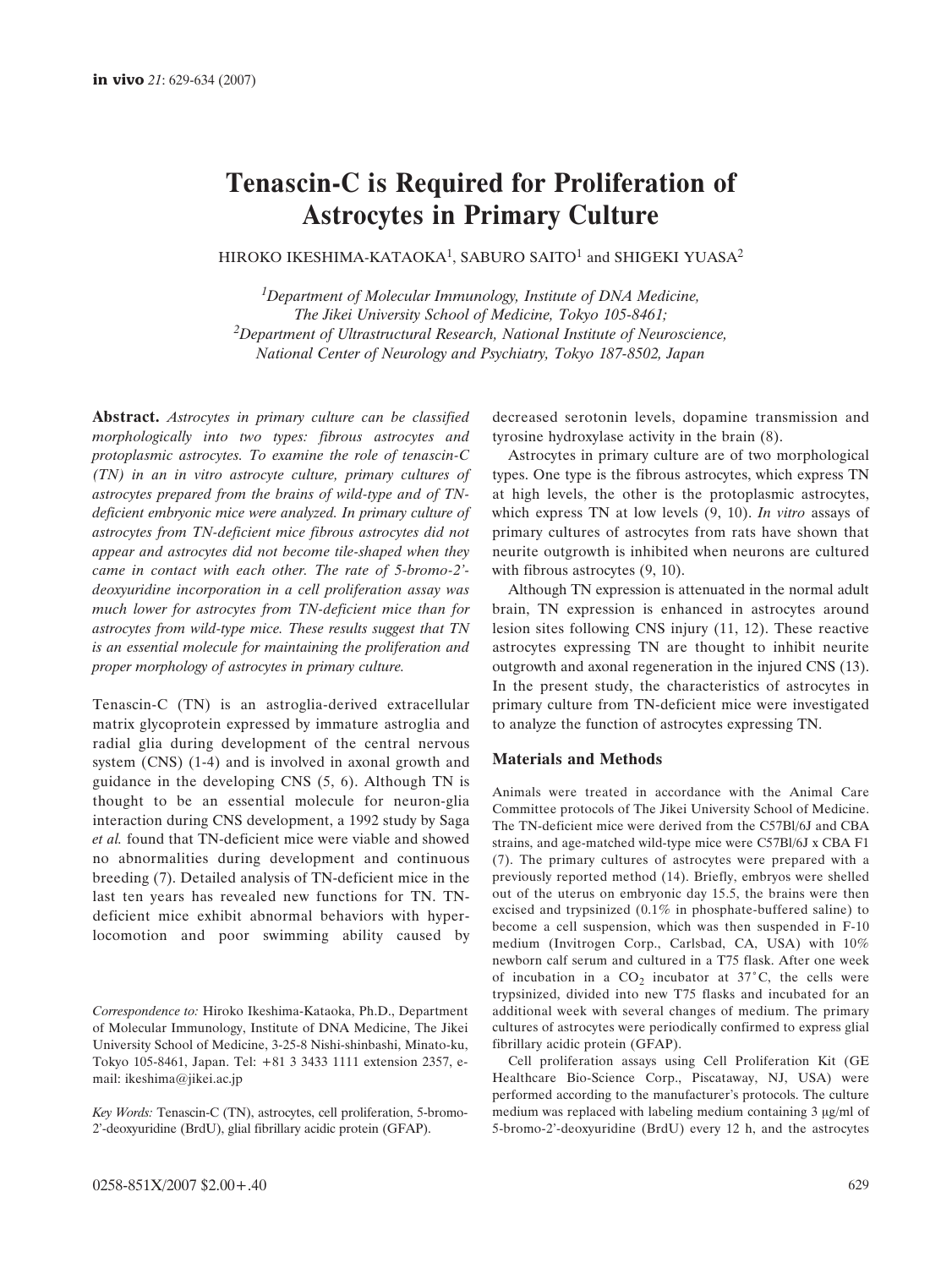# Tenascin-C is Required for Proliferation of Astrocytes in Primary Culture

HIROKO IKESHIMA-KATAOKA[1], SABURO SAITO[1] and SHIGEKI YUASA[2]

[1]*Department of Molecular Immunology, Institute of DNA Medicine, The Jikei University School of Medicine, Tokyo 105-8461;*
[2]*Department of Ultrastructural Research, National Institute of Neuroscience, National Center of Neurology and Psychiatry, Tokyo 187-8502, Japan*

**Abstract.** *Astrocytes in primary culture can be classified morphologically into two types: fibrous astrocytes and protoplasmic astrocytes. To examine the role of tenascin-C (TN) in an in vitro astrocyte culture, primary cultures of astrocytes prepared from the brains of wild-type and of TN-deficient embryonic mice were analyzed. In primary culture of astrocytes from TN-deficient mice fibrous astrocytes did not appear and astrocytes did not become tile-shaped when they came in contact with each other. The rate of 5-bromo-2'-deoxyuridine incorporation in a cell proliferation assay was much lower for astrocytes from TN-deficient mice than for astrocytes from wild-type mice. These results suggest that TN is an essential molecule for maintaining the proliferation and proper morphology of astrocytes in primary culture.*

Tenascin-C (TN) is an astroglia-derived extracellular matrix glycoprotein expressed by immature astroglia and radial glia during development of the central nervous system (CNS) (1-4) and is involved in axonal growth and guidance in the developing CNS (5, 6). Although TN is thought to be an essential molecule for neuron-glia interaction during CNS development, a 1992 study by Saga *et al.* found that TN-deficient mice were viable and showed no abnormalities during development and continuous breeding (7). Detailed analysis of TN-deficient mice in the last ten years has revealed new functions for TN. TN-deficient mice exhibit abnormal behaviors with hyper-locomotion and poor swimming ability caused by decreased serotonin levels, dopamine transmission and tyrosine hydroxylase activity in the brain (8).

Astrocytes in primary culture are of two morphological types. One type is the fibrous astrocytes, which express TN at high levels, the other is the protoplasmic astrocytes, which express TN at low levels (9, 10). *In vitro* assays of primary cultures of astrocytes from rats have shown that neurite outgrowth is inhibited when neurons are cultured with fibrous astrocytes (9, 10).

Although TN expression is attenuated in the normal adult brain, TN expression is enhanced in astrocytes around lesion sites following CNS injury (11, 12). These reactive astrocytes expressing TN are thought to inhibit neurite outgrowth and axonal regeneration in the injured CNS (13). In the present study, the characteristics of astrocytes in primary culture from TN-deficient mice were investigated to analyze the function of astrocytes expressing TN.

## Materials and Methods

Animals were treated in accordance with the Animal Care Committee protocols of The Jikei University School of Medicine. The TN-deficient mice were derived from the C57Bl/6J and CBA strains, and age-matched wild-type mice were C57Bl/6J x CBA F1 (7). The primary cultures of astrocytes were prepared with a previously reported method (14). Briefly, embryos were shelled out of the uterus on embryonic day 15.5, the brains were then excised and trypsinized (0.1% in phosphate-buffered saline) to become a cell suspension, which was then suspended in F-10 medium (Invitrogen Corp., Carlsbad, CA, USA) with 10% newborn calf serum and cultured in a T75 flask. After one week of incubation in a $CO_2$ incubator at 37˚C, the cells were trypsinized, divided into new T75 flasks and incubated for an additional week with several changes of medium. The primary cultures of astrocytes were periodically confirmed to express glial fibrillary acidic protein (GFAP).

Cell proliferation assays using Cell Proliferation Kit (GE Healthcare Bio-Science Corp., Piscataway, NJ, USA) were performed according to the manufacturer's protocols. The culture medium was replaced with labeling medium containing 3 μg/ml of 5-bromo-2'-deoxyuridine (BrdU) every 12 h, and the astrocytes

*Correspondence to:* Hiroko Ikeshima-Kataoka, Ph.D., Department of Molecular Immunology, Institute of DNA Medicine, The Jikei University School of Medicine, 3-25-8 Nishi-shinbashi, Minato-ku, Tokyo 105-8461, Japan. Tel: +81 3 3433 1111 extension 2357, e-mail: ikeshima@jikei.ac.jp

*Key Words:* Tenascin-C (TN), astrocytes, cell proliferation, 5-bromo-2'-deoxyuridine (BrdU), glial fibrillary acidic protein (GFAP).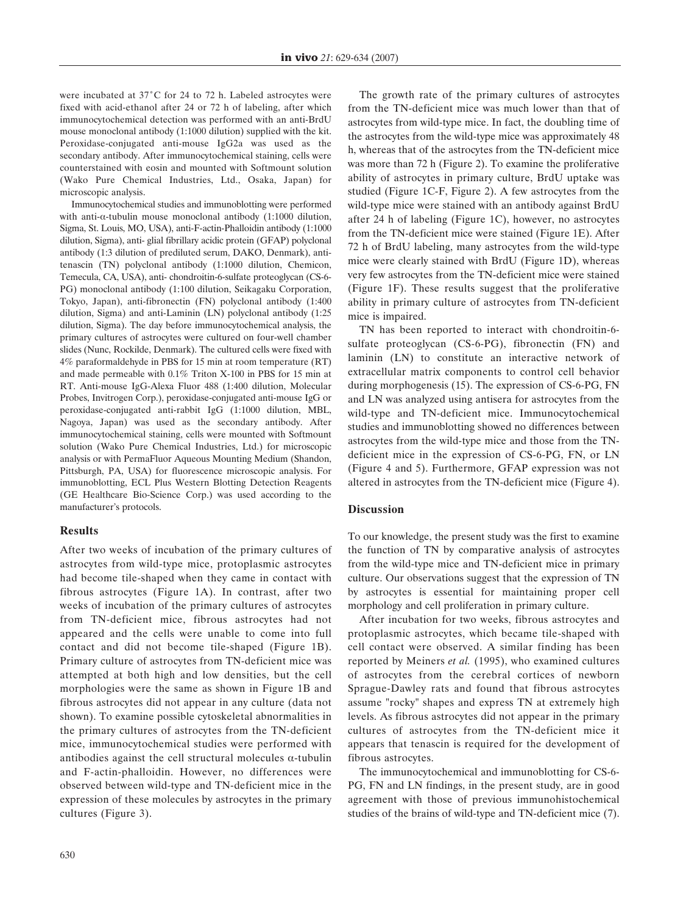were incubated at 37˚C for 24 to 72 h. Labeled astrocytes were fixed with acid-ethanol after 24 or 72 h of labeling, after which immunocytochemical detection was performed with an anti-BrdU mouse monoclonal antibody (1:1000 dilution) supplied with the kit. Peroxidase-conjugated anti-mouse IgG2a was used as the secondary antibody. After immunocytochemical staining, cells were counterstained with eosin and mounted with Softmount solution (Wako Pure Chemical Industries, Ltd., Osaka, Japan) for microscopic analysis.

Immunocytochemical studies and immunoblotting were performed with anti-α-tubulin mouse monoclonal antibody (1:1000 dilution, Sigma, St. Louis, MO, USA), anti-F-actin-Phalloidin antibody (1:1000 dilution, Sigma), anti- glial fibrillary acidic protein (GFAP) polyclonal antibody (1:3 dilution of prediluted serum, DAKO, Denmark), anti-tenascin (TN) polyclonal antibody (1:1000 dilution, Chemicon, Temecula, CA, USA), anti- chondroitin-6-sulfate proteoglycan (CS-6-PG) monoclonal antibody (1:100 dilution, Seikagaku Corporation, Tokyo, Japan), anti-fibronectin (FN) polyclonal antibody (1:400 dilution, Sigma) and anti-Laminin (LN) polyclonal antibody (1:25 dilution, Sigma). The day before immunocytochemical analysis, the primary cultures of astrocytes were cultured on four-well chamber slides (Nunc, Rockilde, Denmark). The cultured cells were fixed with 4% paraformaldehyde in PBS for 15 min at room temperature (RT) and made permeable with 0.1% Triton X-100 in PBS for 15 min at RT. Anti-mouse IgG-Alexa Fluor 488 (1:400 dilution, Molecular Probes, Invitrogen Corp.), peroxidase-conjugated anti-mouse IgG or peroxidase-conjugated anti-rabbit IgG (1:1000 dilution, MBL, Nagoya, Japan) was used as the secondary antibody. After immunocytochemical staining, cells were mounted with Softmount solution (Wako Pure Chemical Industries, Ltd.) for microscopic analysis or with PermaFluor Aqueous Mounting Medium (Shandon, Pittsburgh, PA, USA) for fluorescence microscopic analysis. For immunoblotting, ECL Plus Western Blotting Detection Reagents (GE Healthcare Bio-Science Corp.) was used according to the manufacturer's protocols.

## Results

After two weeks of incubation of the primary cultures of astrocytes from wild-type mice, protoplasmic astrocytes had become tile-shaped when they came in contact with fibrous astrocytes (Figure 1A). In contrast, after two weeks of incubation of the primary cultures of astrocytes from TN-deficient mice, fibrous astrocytes had not appeared and the cells were unable to come into full contact and did not become tile-shaped (Figure 1B). Primary culture of astrocytes from TN-deficient mice was attempted at both high and low densities, but the cell morphologies were the same as shown in Figure 1B and fibrous astrocytes did not appear in any culture (data not shown). To examine possible cytoskeletal abnormalities in the primary cultures of astrocytes from the TN-deficient mice, immunocytochemical studies were performed with antibodies against the cell structural molecules α-tubulin and F-actin-phalloidin. However, no differences were observed between wild-type and TN-deficient mice in the expression of these molecules by astrocytes in the primary cultures (Figure 3).

The growth rate of the primary cultures of astrocytes from the TN-deficient mice was much lower than that of astrocytes from wild-type mice. In fact, the doubling time of the astrocytes from the wild-type mice was approximately 48 h, whereas that of the astrocytes from the TN-deficient mice was more than 72 h (Figure 2). To examine the proliferative ability of astrocytes in primary culture, BrdU uptake was studied (Figure 1C-F, Figure 2). A few astrocytes from the wild-type mice were stained with an antibody against BrdU after 24 h of labeling (Figure 1C), however, no astrocytes from the TN-deficient mice were stained (Figure 1E). After 72 h of BrdU labeling, many astrocytes from the wild-type mice were clearly stained with BrdU (Figure 1D), whereas very few astrocytes from the TN-deficient mice were stained (Figure 1F). These results suggest that the proliferative ability in primary culture of astrocytes from TN-deficient mice is impaired.

TN has been reported to interact with chondroitin-6-sulfate proteoglycan (CS-6-PG), fibronectin (FN) and laminin (LN) to constitute an interactive network of extracellular matrix components to control cell behavior during morphogenesis (15). The expression of CS-6-PG, FN and LN was analyzed using antisera for astrocytes from the wild-type and TN-deficient mice. Immunocytochemical studies and immunoblotting showed no differences between astrocytes from the wild-type mice and those from the TN-deficient mice in the expression of CS-6-PG, FN, or LN (Figure 4 and 5). Furthermore, GFAP expression was not altered in astrocytes from the TN-deficient mice (Figure 4).

## Discussion

To our knowledge, the present study was the first to examine the function of TN by comparative analysis of astrocytes from the wild-type mice and TN-deficient mice in primary culture. Our observations suggest that the expression of TN by astrocytes is essential for maintaining proper cell morphology and cell proliferation in primary culture.

After incubation for two weeks, fibrous astrocytes and protoplasmic astrocytes, which became tile-shaped with cell contact were observed. A similar finding has been reported by Meiners *et al.* (1995), who examined cultures of astrocytes from the cerebral cortices of newborn Sprague-Dawley rats and found that fibrous astrocytes assume "rocky" shapes and express TN at extremely high levels. As fibrous astrocytes did not appear in the primary cultures of astrocytes from the TN-deficient mice it appears that tenascin is required for the development of fibrous astrocytes.

The immunocytochemical and immunoblotting for CS-6-PG, FN and LN findings, in the present study, are in good agreement with those of previous immunohistochemical studies of the brains of wild-type and TN-deficient mice (7).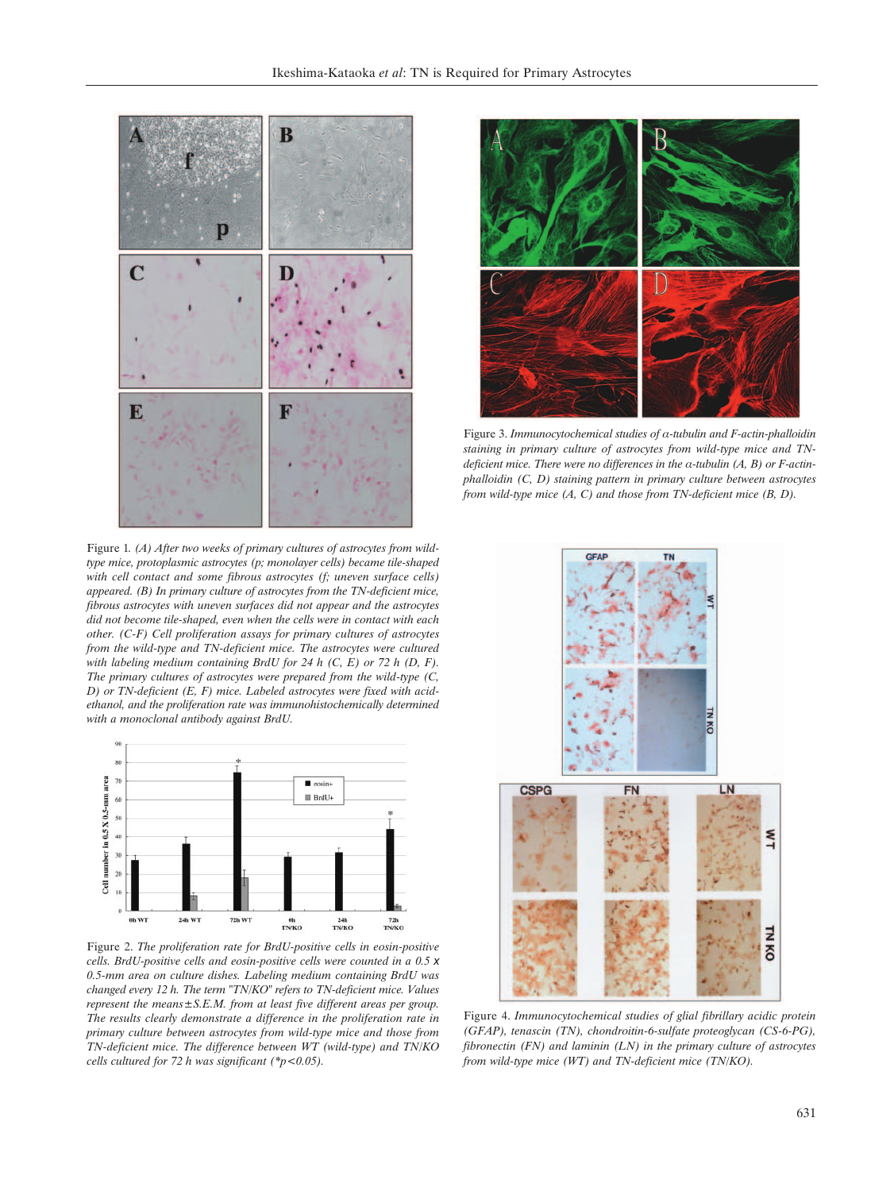Figure 1. *(A) After two weeks of primary cultures of astrocytes from wild-type mice, protoplasmic astrocytes (p; monolayer cells) became tile-shaped with cell contact and some fibrous astrocytes (f; uneven surface cells) appeared. (B) In primary culture of astrocytes from the TN-deficient mice, fibrous astrocytes with uneven surfaces did not appear and the astrocytes did not become tile-shaped, even when the cells were in contact with each other. (C-F) Cell proliferation assays for primary cultures of astrocytes from the wild-type and TN-deficient mice. The astrocytes were cultured with labeling medium containing BrdU for 24 h (C, E) or 72 h (D, F). The primary cultures of astrocytes were prepared from the wild-type (C, D) or TN-deficient (E, F) mice. Labeled astrocytes were fixed with acid-ethanol, and the proliferation rate was immunohistochemically determined with a monoclonal antibody against BrdU.*

Figure 2. *The proliferation rate for BrdU-positive cells in eosin-positive cells. BrdU-positive cells and eosin-positive cells were counted in a 0.5 x 0.5-mm area on culture dishes. Labeling medium containing BrdU was changed every 12 h. The term "TN/KO" refers to TN-deficient mice. Values represent the means±S.E.M. from at least five different areas per group. The results clearly demonstrate a difference in the proliferation rate in primary culture between astrocytes from wild-type mice and those from TN-deficient mice. The difference between WT (wild-type) and TN/KO cells cultured for 72 h was significant (\*$p<0.05$).*

Figure 3. *Immunocytochemical studies of α-tubulin and F-actin-phalloidin staining in primary culture of astrocytes from wild-type mice and TN-deficient mice. There were no differences in the α-tubulin (A, B) or F-actin-phalloidin (C, D) staining pattern in primary culture between astrocytes from wild-type mice (A, C) and those from TN-deficient mice (B, D).*

Figure 4. *Immunocytochemical studies of glial fibrillary acidic protein (GFAP), tenascin (TN), chondroitin-6-sulfate proteoglycan (CS-6-PG), fibronectin (FN) and laminin (LN) in the primary culture of astrocytes from wild-type mice (WT) and TN-deficient mice (TN/KO).*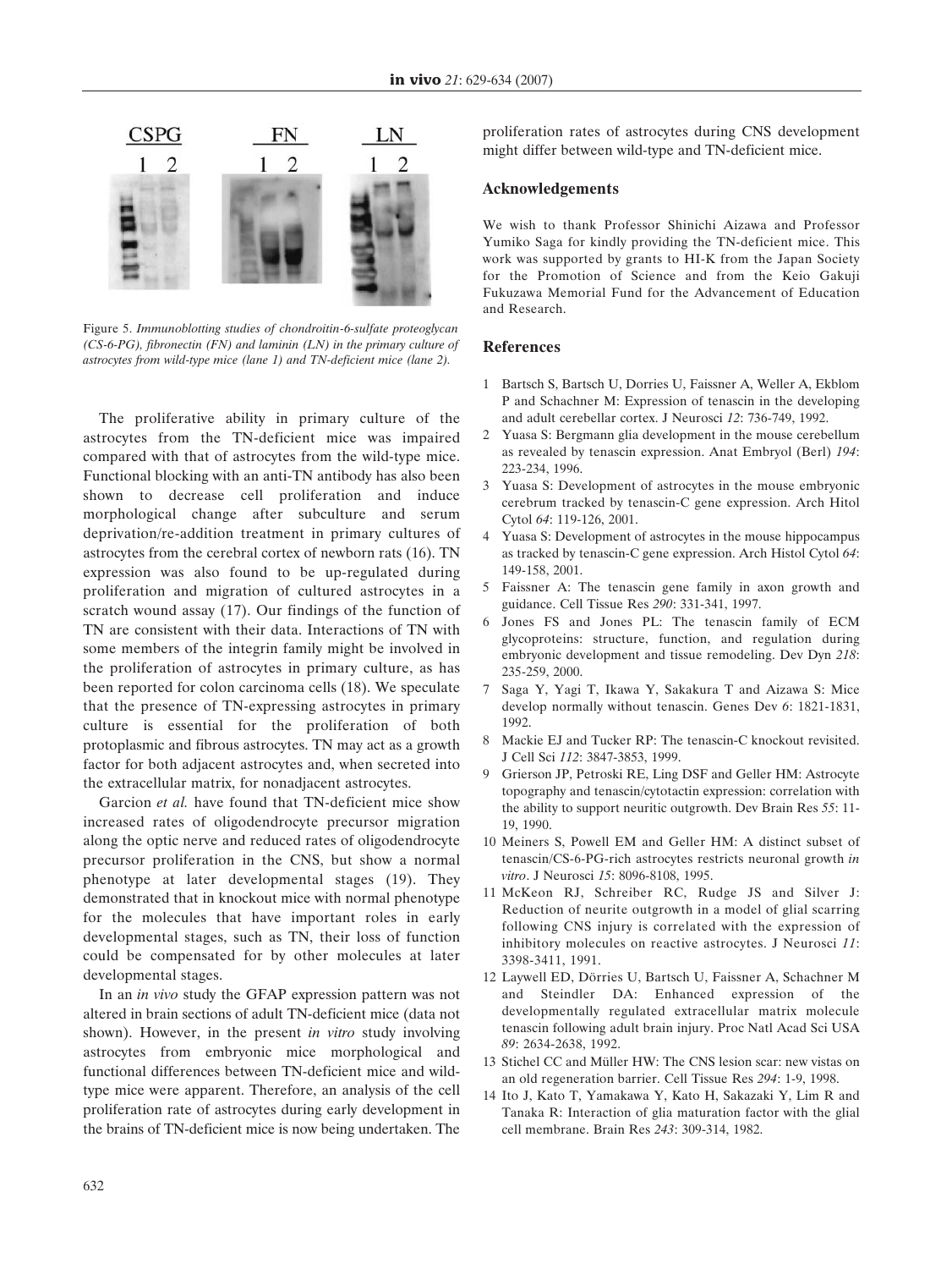Figure 5. *Immunoblotting studies of chondroitin-6-sulfate proteoglycan (CS-6-PG), fibronectin (FN) and laminin (LN) in the primary culture of astrocytes from wild-type mice (lane 1) and TN-deficient mice (lane 2).*

The proliferative ability in primary culture of the astrocytes from the TN-deficient mice was impaired compared with that of astrocytes from the wild-type mice. Functional blocking with an anti-TN antibody has also been shown to decrease cell proliferation and induce morphological change after subculture and serum deprivation/re-addition treatment in primary cultures of astrocytes from the cerebral cortex of newborn rats (16). TN expression was also found to be up-regulated during proliferation and migration of cultured astrocytes in a scratch wound assay (17). Our findings of the function of TN are consistent with their data. Interactions of TN with some members of the integrin family might be involved in the proliferation of astrocytes in primary culture, as has been reported for colon carcinoma cells (18). We speculate that the presence of TN-expressing astrocytes in primary culture is essential for the proliferation of both protoplasmic and fibrous astrocytes. TN may act as a growth factor for both adjacent astrocytes and, when secreted into the extracellular matrix, for nonadjacent astrocytes.

Garcion *et al.* have found that TN-deficient mice show increased rates of oligodendrocyte precursor migration along the optic nerve and reduced rates of oligodendrocyte precursor proliferation in the CNS, but show a normal phenotype at later developmental stages (19). They demonstrated that in knockout mice with normal phenotype for the molecules that have important roles in early developmental stages, such as TN, their loss of function could be compensated for by other molecules at later developmental stages.

In an *in vivo* study the GFAP expression pattern was not altered in brain sections of adult TN-deficient mice (data not shown). However, in the present *in vitro* study involving astrocytes from embryonic mice morphological and functional differences between TN-deficient mice and wild-type mice were apparent. Therefore, an analysis of the cell proliferation rate of astrocytes during early development in the brains of TN-deficient mice is now being undertaken. The proliferation rates of astrocytes during CNS development might differ between wild-type and TN-deficient mice.

## Acknowledgements

We wish to thank Professor Shinichi Aizawa and Professor Yumiko Saga for kindly providing the TN-deficient mice. This work was supported by grants to HI-K from the Japan Society for the Promotion of Science and from the Keio Gakuji Fukuzawa Memorial Fund for the Advancement of Education and Research.

## References

1. Bartsch S, Bartsch U, Dorries U, Faissner A, Weller A, Ekblom P and Schachner M: Expression of tenascin in the developing and adult cerebellar cortex. J Neurosci *12*: 736-749, 1992.
2. Yuasa S: Bergmann glia development in the mouse cerebellum as revealed by tenascin expression. Anat Embryol (Berl) *194*: 223-234, 1996.
3. Yuasa S: Development of astrocytes in the mouse embryonic cerebrum tracked by tenascin-C gene expression. Arch Hitol Cytol *64*: 119-126, 2001.
4. Yuasa S: Development of astrocytes in the mouse hippocampus as tracked by tenascin-C gene expression. Arch Histol Cytol *64*: 149-158, 2001.
5. Faissner A: The tenascin gene family in axon growth and guidance. Cell Tissue Res *290*: 331-341, 1997.
6. Jones FS and Jones PL: The tenascin family of ECM glycoproteins: structure, function, and regulation during embryonic development and tissue remodeling. Dev Dyn *218*: 235-259, 2000.
7. Saga Y, Yagi T, Ikawa Y, Sakakura T and Aizawa S: Mice develop normally without tenascin. Genes Dev *6*: 1821-1831, 1992.
8. Mackie EJ and Tucker RP: The tenascin-C knockout revisited. J Cell Sci *112*: 3847-3853, 1999.
9. Grierson JP, Petroski RE, Ling DSF and Geller HM: Astrocyte topography and tenascin/cytotactin expression: correlation with the ability to support neuritic outgrowth. Dev Brain Res *55*: 11-19, 1990.
10. Meiners S, Powell EM and Geller HM: A distinct subset of tenascin/CS-6-PG-rich astrocytes restricts neuronal growth *in vitro*. J Neurosci *15*: 8096-8108, 1995.
11. McKeon RJ, Schreiber RC, Rudge JS and Silver J: Reduction of neurite outgrowth in a model of glial scarring following CNS injury is correlated with the expression of inhibitory molecules on reactive astrocytes. J Neurosci *11*: 3398-3411, 1991.
12. Laywell ED, Dörries U, Bartsch U, Faissner A, Schachner M and Steindler DA: Enhanced expression of the developmentally regulated extracellular matrix molecule tenascin following adult brain injury. Proc Natl Acad Sci USA *89*: 2634-2638, 1992.
13. Stichel CC and Müller HW: The CNS lesion scar: new vistas on an old regeneration barrier. Cell Tissue Res *294*: 1-9, 1998.
14. Ito J, Kato T, Yamakawa Y, Kato H, Sakazaki Y, Lim R and Tanaka R: Interaction of glia maturation factor with the glial cell membrane. Brain Res *243*: 309-314, 1982.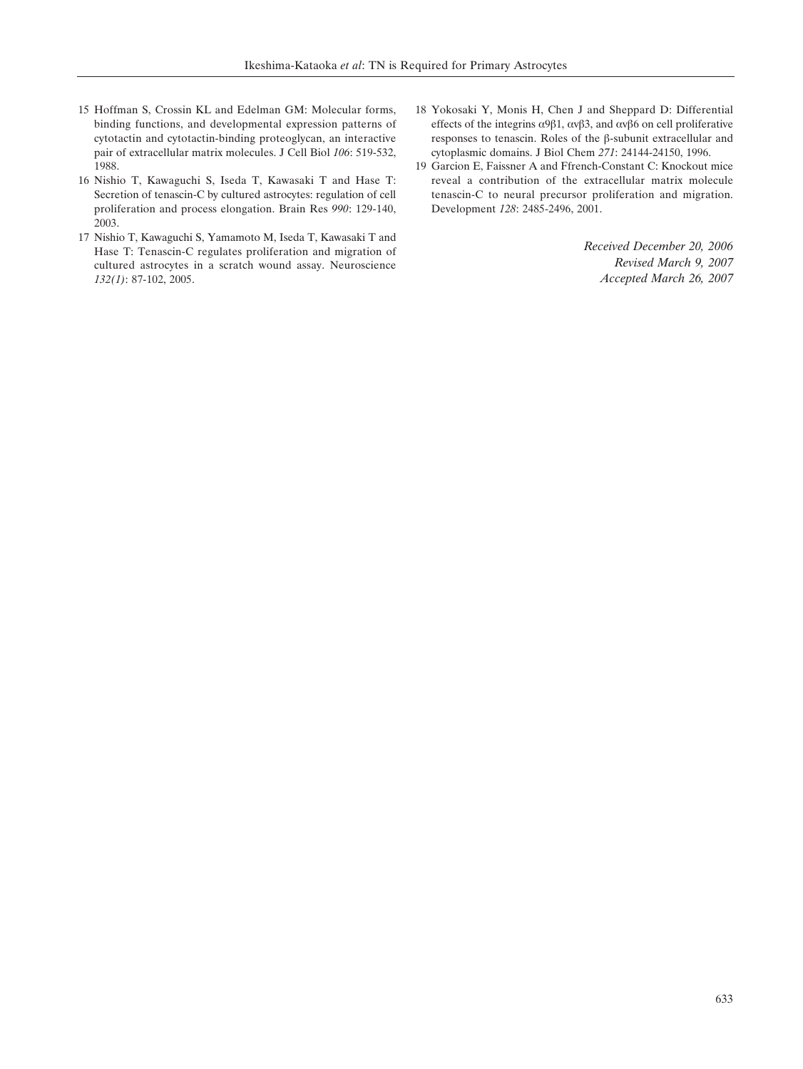15 Hoffman S, Crossin KL and Edelman GM: Molecular forms, binding functions, and developmental expression patterns of cytotactin and cytotactin-binding proteoglycan, an interactive pair of extracellular matrix molecules. J Cell Biol *106*: 519-532, 1988.

16 Nishio T, Kawaguchi S, Iseda T, Kawasaki T and Hase T: Secretion of tenascin-C by cultured astrocytes: regulation of cell proliferation and process elongation. Brain Res *990*: 129-140, 2003.

17 Nishio T, Kawaguchi S, Yamamoto M, Iseda T, Kawasaki T and Hase T: Tenascin-C regulates proliferation and migration of cultured astrocytes in a scratch wound assay. Neuroscience *132(1)*: 87-102, 2005.

18 Yokosaki Y, Monis H, Chen J and Sheppard D: Differential effects of the integrins $\alpha 9\beta 1$, $\alpha v\beta 3$, and $\alpha v\beta 6$ on cell proliferative responses to tenascin. Roles of the $\beta$-subunit extracellular and cytoplasmic domains. J Biol Chem *271*: 24144-24150, 1996.

19 Garcion E, Faissner A and Ffrench-Constant C: Knockout mice reveal a contribution of the extracellular matrix molecule tenascin-C to neural precursor proliferation and migration. Development *128*: 2485-2496, 2001.

*Received December 20, 2006*
*Revised March 9, 2007*
*Accepted March 26, 2007*